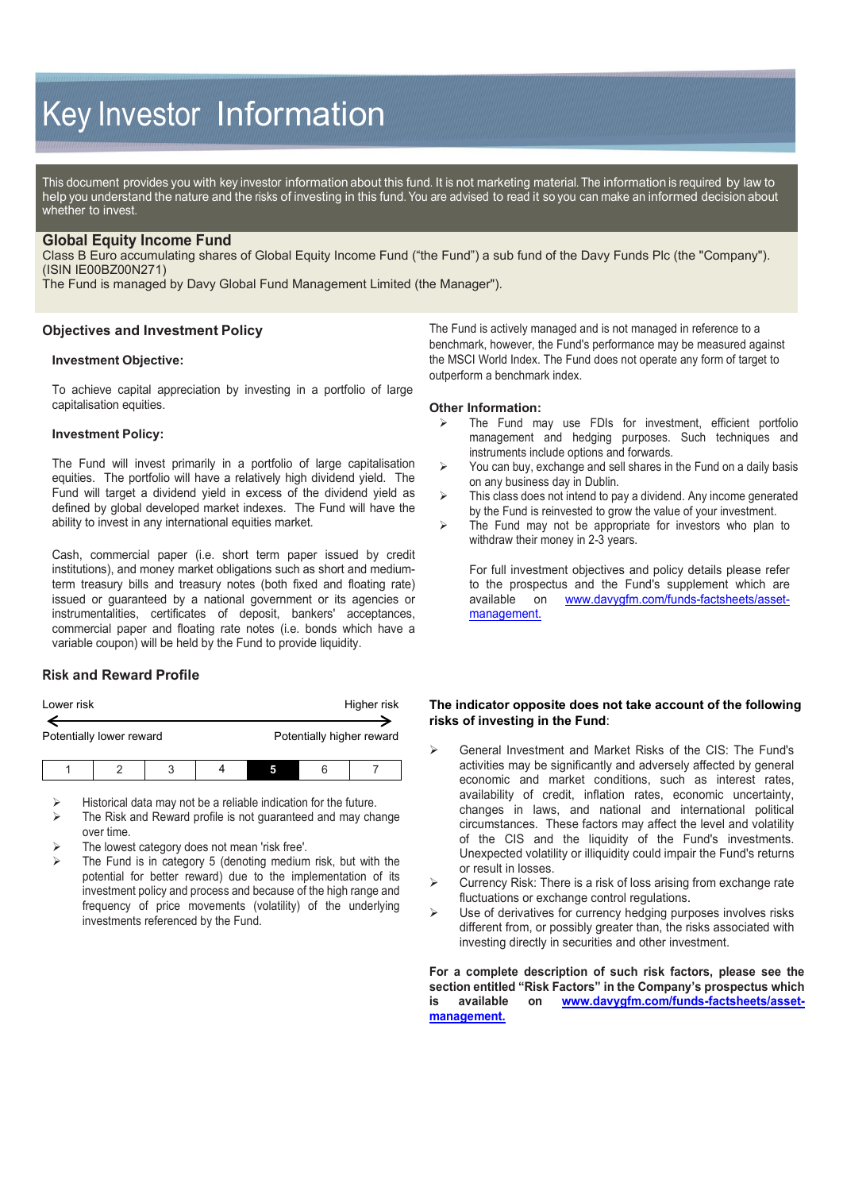# Key Investor Information

This document provides you with key investor information about this fund. It is not marketing material. The information is required by law to help you understand the nature and the risks of investing in this fund. You are advised to read it so you can make an informed decision about whether to invest.

## Global Equity Income Fund

Class B Euro accumulating shares of Global Equity Income Fund ("the Fund") a sub fund of the Davy Funds Plc (the "Company"). (ISIN IE00BZ00N271)
The Fund is managed by Davy Global Fund Management Limited (the Manager").

## Objectives and Investment Policy

### Investment Objective:

To achieve capital appreciation by investing in a portfolio of large capitalisation equities.

### Investment Policy:

The Fund will invest primarily in a portfolio of large capitalisation equities. The portfolio will have a relatively high dividend yield. The Fund will target a dividend yield in excess of the dividend yield as defined by global developed market indexes. The Fund will have the ability to invest in any international equities market.

Cash, commercial paper (i.e. short term paper issued by credit institutions), and money market obligations such as short and medium-term treasury bills and treasury notes (both fixed and floating rate) issued or guaranteed by a national government or its agencies or instrumentalities, certificates of deposit, bankers' acceptances, commercial paper and floating rate notes (i.e. bonds which have a variable coupon) will be held by the Fund to provide liquidity.

The Fund is actively managed and is not managed in reference to a benchmark, however, the Fund's performance may be measured against the MSCI World Index. The Fund does not operate any form of target to outperform a benchmark index.

### Other Information:

- The Fund may use FDIs for investment, efficient portfolio management and hedging purposes. Such techniques and instruments include options and forwards.
- You can buy, exchange and sell shares in the Fund on a daily basis on any business day in Dublin.
- This class does not intend to pay a dividend. Any income generated by the Fund is reinvested to grow the value of your investment.
- The Fund may not be appropriate for investors who plan to withdraw their money in 2-3 years.

For full investment objectives and policy details please refer to the prospectus and the Fund's supplement which are available on www.davygfm.com/funds-factsheets/asset-management.

## Risk and Reward Profile

| Lower risk | | | | | | Higher risk |
|---|---|---|---|---|---|---|
| Potentially lower reward | | | | | | Potentially higher reward |
| 1 | 2 | 3 | 4 | **5** | 6 | 7 |

- Historical data may not be a reliable indication for the future.
- The Risk and Reward profile is not guaranteed and may change over time.
- The lowest category does not mean 'risk free'.
- The Fund is in category 5 (denoting medium risk, but with the potential for better reward) due to the implementation of its investment policy and process and because of the high range and frequency of price movements (volatility) of the underlying investments referenced by the Fund.

**The indicator opposite does not take account of the following risks of investing in the Fund**:

- General Investment and Market Risks of the CIS: The Fund's activities may be significantly and adversely affected by general economic and market conditions, such as interest rates, availability of credit, inflation rates, economic uncertainty, changes in laws, and national and international political circumstances. These factors may affect the level and volatility of the CIS and the liquidity of the Fund's investments. Unexpected volatility or illiquidity could impair the Fund's returns or result in losses.
- Currency Risk: There is a risk of loss arising from exchange rate fluctuations or exchange control regulations.
- Use of derivatives for currency hedging purposes involves risks different from, or possibly greater than, the risks associated with investing directly in securities and other investment.

**For a complete description of such risk factors, please see the section entitled "Risk Factors" in the Company's prospectus which is available on www.davygfm.com/funds-factsheets/asset-management.**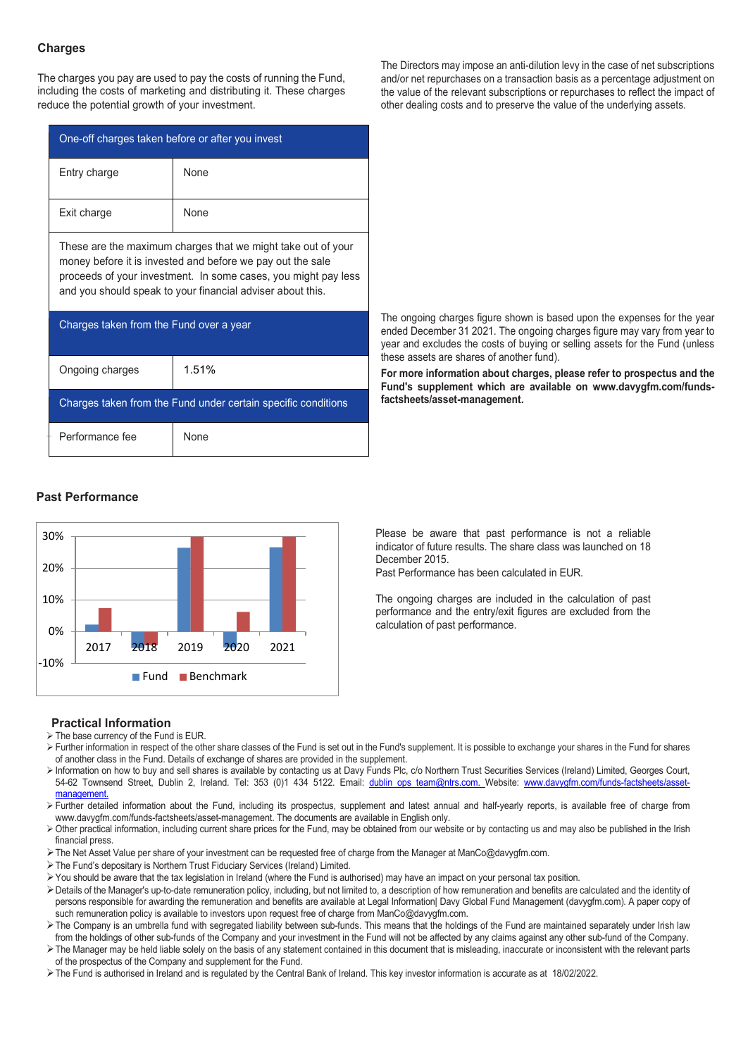## Charges

The charges you pay are used to pay the costs of running the Fund, including the costs of marketing and distributing it. These charges reduce the potential growth of your investment.

The Directors may impose an anti-dilution levy in the case of net subscriptions and/or net repurchases on a transaction basis as a percentage adjustment on the value of the relevant subscriptions or repurchases to reflect the impact of other dealing costs and to preserve the value of the underlying assets.

| One-off charges taken before or after you invest | |
|---|---|
| Entry charge | None |
| Exit charge | None |
| These are the maximum charges that we might take out of your money before it is invested and before we pay out the sale proceeds of your investment. In some cases, you might pay less and you should speak to your financial adviser about this. | |
| **Charges taken from the Fund over a year** | |
| Ongoing charges | 1.51% |
| **Charges taken from the Fund under certain specific conditions** | |
| Performance fee | None |

The ongoing charges figure shown is based upon the expenses for the year ended December 31 2021. The ongoing charges figure may vary from year to year and excludes the costs of buying or selling assets for the Fund (unless these assets are shares of another fund).

**For more information about charges, please refer to prospectus and the Fund's supplement which are available on www.davygfm.com/funds-factsheets/asset-management.**

## Past Performance

30%
20%
10%
0%
-10%
2017 2018 2019 2020 2021
Fund Benchmark

Please be aware that past performance is not a reliable indicator of future results. The share class was launched on 18 December 2015.
Past Performance has been calculated in EUR.

The ongoing charges are included in the calculation of past performance and the entry/exit figures are excluded from the calculation of past performance.

## Practical Information

- The base currency of the Fund is EUR.
- Further information in respect of the other share classes of the Fund is set out in the Fund's supplement. It is possible to exchange your shares in the Fund for shares of another class in the Fund. Details of exchange of shares are provided in the supplement.
- Information on how to buy and sell shares is available by contacting us at Davy Funds Plc, c/o Northern Trust Securities Services (Ireland) Limited, Georges Court, 54-62 Townsend Street, Dublin 2, Ireland. Tel: 353 (0)1 434 5122. Email: dublin_ops_team@ntrs.com. Website: www.davygfm.com/funds-factsheets/asset-management.
- Further detailed information about the Fund, including its prospectus, supplement and latest annual and half-yearly reports, is available free of charge from www.davygfm.com/funds-factsheets/asset-management. The documents are available in English only.
- Other practical information, including current share prices for the Fund, may be obtained from our website or by contacting us and may also be published in the Irish financial press.
- The Net Asset Value per share of your investment can be requested free of charge from the Manager at ManCo@davygfm.com.
- The Fund's depositary is Northern Trust Fiduciary Services (Ireland) Limited.
- You should be aware that the tax legislation in Ireland (where the Fund is authorised) may have an impact on your personal tax position.
- Details of the Manager's up-to-date remuneration policy, including, but not limited to, a description of how remuneration and benefits are calculated and the identity of persons responsible for awarding the remuneration and benefits are available at Legal Information| Davy Global Fund Management (davygfm.com). A paper copy of such remuneration policy is available to investors upon request free of charge from ManCo@davygfm.com.
- The Company is an umbrella fund with segregated liability between sub-funds. This means that the holdings of the Fund are maintained separately under Irish law from the holdings of other sub-funds of the Company and your investment in the Fund will not be affected by any claims against any other sub-fund of the Company.
- The Manager may be held liable solely on the basis of any statement contained in this document that is misleading, inaccurate or inconsistent with the relevant parts of the prospectus of the Company and supplement for the Fund.
- The Fund is authorised in Ireland and is regulated by the Central Bank of Ireland. This key investor information is accurate as at 18/02/2022.